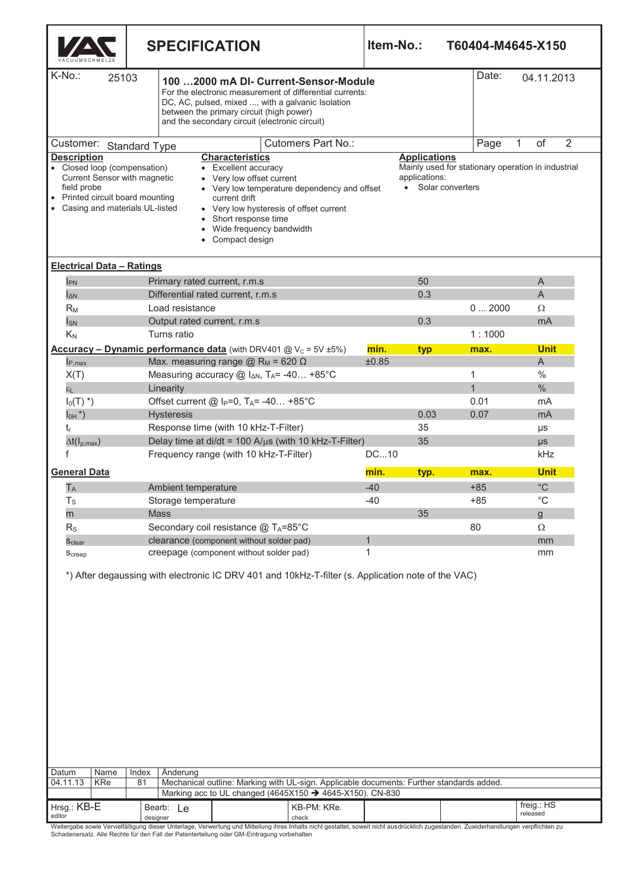# SPECIFICATION

**Item-No.:** T60404-M4645-X150

**K-No.:** 25103

## 100 …2000 mA DI- Current-Sensor-Module

For the electronic measurement of differential currents: DC, AC, pulsed, mixed ..., with a galvanic Isolation between the primary circuit (high power) and the secondary circuit (electronic circuit)

**Date:** 04.11.2013

**Customer:** Standard Type

**Cutomers Part No.:**

**Description**
- Closed loop (compensation) Current Sensor with magnetic field probe
- Printed circuit board mounting
- Casing and materials UL-listed

**Characteristics**
- Excellent accuracy
- Very low offset current
- Very low temperature dependency and offset current drift
- Very low hysteresis of offset current
- Short response time
- Wide frequency bandwidth
- Compact design

**Applications**

Mainly used for stationary operation in industrial applications:
- Solar converters

**Electrical Data – Ratings**

| | | | | | |
|---|---|---|---|---|---|
| $I_{PN}$ | Primary rated current, r.m.s | | 50 | | A |
| $I_{\Delta N}$ | Differential rated current, r.m.s | | 0.3 | | A |
| $R_M$ | Load resistance | | | 0 … 2000 | Ω |
| $I_{SN}$ | Output rated current, r.m.s | | 0.3 | | mA |
| $K_N$ | Turns ratio | | | 1 : 1000 | |

| **Accuracy – Dynamic performance data** (with DRV401 @ $V_C$ = 5V ±5%) | | **min.** | **typ** | **max.** | **Unit** |
|---|---|---|---|---|---|
| $I_{P,max}$ | Max. measuring range @ $R_M$ = 620 Ω | ±0.85 | | | A |
| X(T) | Measuring accuracy @ $I_{\Delta N}$, $T_A$= -40… +85°C | | | 1 | % |
| $\varepsilon_L$ | Linearity | | | 1 | % |
| $I_0(T)$ *) | Offset current @ $I_P$=0, $T_A$= -40… +85°C | | | 0.01 | mA |
| $I_{0H}$ *) | Hysteresis | | 0.03 | 0.07 | mA |
| $t_r$ | Response time (with 10 kHz-T-Filter) | | 35 | | µs |
| $\Delta t(I_{p,max})$ | Delay time at di/dt = 100 A/µs (with 10 kHz-T-Filter) | | 35 | | µs |
| f | Frequency range (with 10 kHz-T-Filter) | DC...10 | | | kHz |

| **General Data** | | **min.** | **typ.** | **max.** | **Unit** |
|---|---|---|---|---|---|
| $T_A$ | Ambient temperature | -40 | | +85 | °C |
| $T_S$ | Storage temperature | -40 | | +85 | °C |
| m | Mass | | 35 | | g |
| $R_S$ | Secondary coil resistance @ $T_A$=85°C | | | 80 | Ω |
| $s_{clear}$ | clearance (component without solder pad) | 1 | | | mm |
| $s_{creep}$ | creepage (component without solder pad) | 1 | | | mm |

*) After degaussing with electronic IC DRV 401 and 10kHz-T-filter (s. Application note of the VAC)

| Datum | Name | Index | Änderung |
|---|---|---|---|
| 04.11.13 | KRe | 81 | Mechanical outline: Marking with UL-sign. Applicable documents: Further standards added. |
| | | | Marking acc to UL changed (4645X150 → 4645-X150). CN-830 |

Hrsg.: KB-E (editor) | Bearb.: Le (designer) | KB-PM: KRe. (check) | freig.: HS (released)

Weitergabe sowie Vervielfältigung dieser Unterlage, Verwertung und Mitteilung ihres Inhalts nicht gestattet, soweit nicht ausdrücklich zugestanden. Zuwiderhandlungen verpflichten zu Schadenersatz. Alle Rechte für den Fall der Patenterteilung oder GM-Eintragung vorbehalten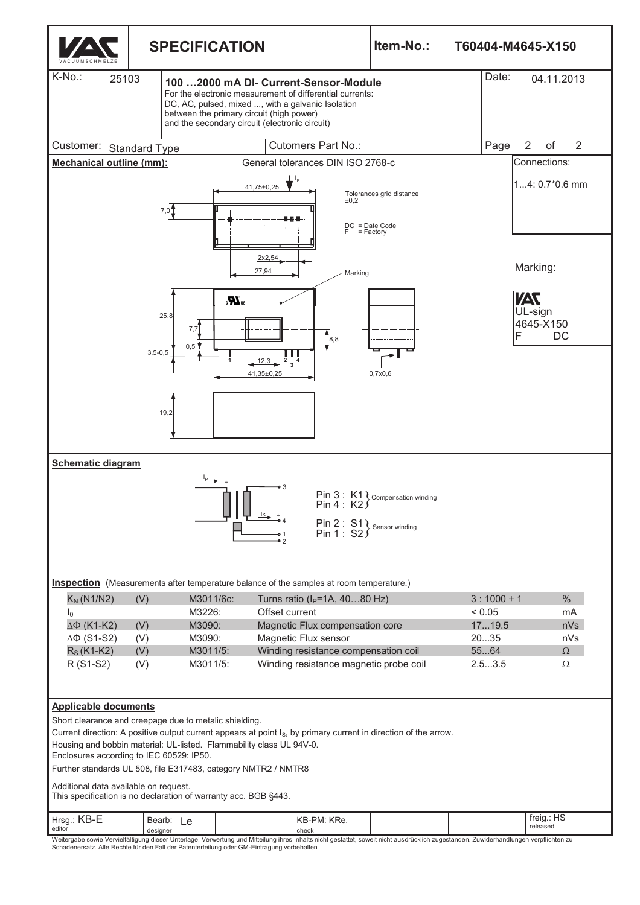# SPECIFICATION

**Item-No.:** T60404-M4645-X150

K-No.: 25103

**100 …2000 mA DI- Current-Sensor-Module**
For the electronic measurement of differential currents:
DC, AC, pulsed, mixed ..., with a galvanic Isolation
between the primary circuit (high power)
and the secondary circuit (electronic circuit)

Date: 04.11.2013

Customer: Standard Type

Cutomers Part No.:

**Mechanical outline (mm):**

General tolerances DIN ISO 2768-c

Connections:

1...4: 0.7*0.6 mm

41,75±0,25

$I_P$

Tolerances grid distance ±0,2

7,0

DC = Date Code
F = Factory

2x2,54

27,94

Marking

25,8

7,7

0,5

3,5-0,5

8,8

1

12,3

2 3 4

41,35±0,25

0,7x0,6

19,2

Marking:

UL-sign
4645-X150
F DC

**Schematic diagram**

$I_P$

$I_S$

Pin 3 : K1 }
Pin 4 : K2 } Compensation winding

Pin 2 : S1 }
Pin 1 : S2 } Sensor winding

**Inspection** (Measurements after temperature balance of the samples at room temperature.)

| | | | | | |
|---|---|---|---|---|---|
| $K_N$ (N1/N2) | (V) | M3011/6c: | Turns ratio ($I_P$=1A, 40…80 Hz) | 3 : 1000 ± 1 | % |
| $I_0$ | | M3226: | Offset current | < 0.05 | mA |
| $\Delta\Phi$ (K1-K2) | (V) | M3090: | Magnetic Flux compensation core | 17...19.5 | nVs |
| $\Delta\Phi$ (S1-S2) | (V) | M3090: | Magnetic Flux sensor | 20...35 | nVs |
| $R_S$ (K1-K2) | (V) | M3011/5: | Winding resistance compensation coil | 55...64 | Ω |
| R (S1-S2) | (V) | M3011/5: | Winding resistance magnetic probe coil | 2.5...3.5 | Ω |

**Applicable documents**

Short clearance and creepage due to metalic shielding.
Current direction: A positive output current appears at point $I_S$, by primary current in direction of the arrow.
Housing and bobbin material: UL-listed. Flammability class UL 94V-0.
Enclosures according to IEC 60529: IP50.
Further standards UL 508, file E317483, category NMTR2 / NMTR8

Additional data available on request.
This specification is no declaration of warranty acc. BGB §443.

| | | | |
|---|---|---|---|
| Hrsg.: KB-E editor | Bearb: Le designer | KB-PM: KRe. check | freig.: HS released |

Weitergabe sowie Vervielfältigung dieser Unterlage, Verwertung und Mitteilung ihres Inhalts nicht gestattet, soweit nicht ausdrücklich zugestanden. Zuwiderhandlungen verpflichten zu Schadenersatz. Alle Rechte für den Fall der Patenterteilung oder GM-Eintragung vorbehalten